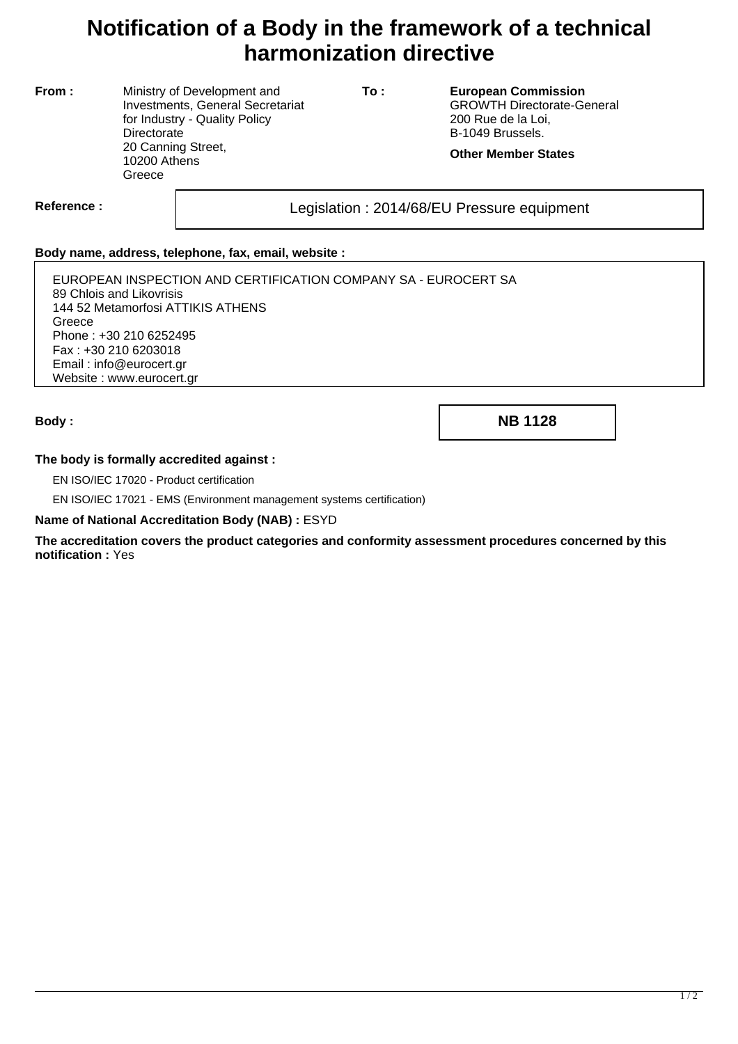# Notification of a Body in the framework of a technical harmonization directive

**From :** Ministry of Development and Investments, General Secretariat for Industry - Quality Policy Directorate
20 Canning Street,
10200 Athens
Greece

**To :** **European Commission**
GROWTH Directorate-General
200 Rue de la Loi,
B-1049 Brussels.

**Other Member States**

**Reference :** Legislation : 2014/68/EU Pressure equipment

**Body name, address, telephone, fax, email, website :**

EUROPEAN INSPECTION AND CERTIFICATION COMPANY SA - EUROCERT SA
89 Chlois and Likovrisis
144 52 Metamorfosi ATTIKIS ATHENS
Greece
Phone : +30 210 6252495
Fax : +30 210 6203018
Email : info@eurocert.gr
Website : www.eurocert.gr

**Body :** **NB 1128**

**The body is formally accredited against :**

EN ISO/IEC 17020 - Product certification

EN ISO/IEC 17021 - EMS (Environment management systems certification)

**Name of National Accreditation Body (NAB) :** ESYD

**The accreditation covers the product categories and conformity assessment procedures concerned by this notification :** Yes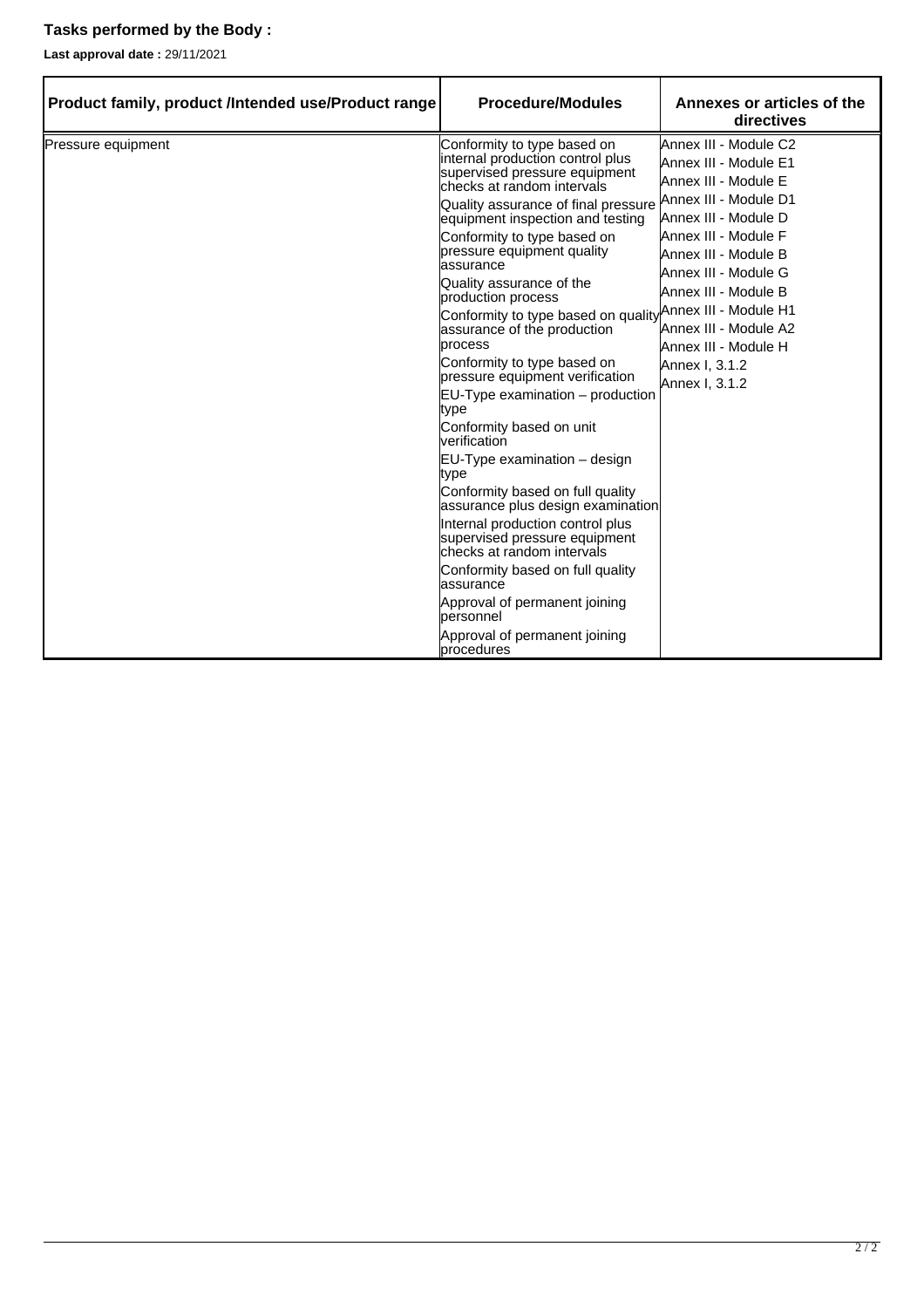**Tasks performed by the Body :**

**Last approval date :** 29/11/2021

| Product family, product /Intended use/Product range | Procedure/Modules | Annexes or articles of the directives |
|---|---|---|
| Pressure equipment | Conformity to type based on internal production control plus supervised pressure equipment checks at random intervals<br>Quality assurance of final pressure equipment inspection and testing<br>Conformity to type based on pressure equipment quality assurance<br>Quality assurance of the production process<br>Conformity to type based on quality assurance of the production process<br>Conformity to type based on pressure equipment verification<br>EU-Type examination – production type<br>Conformity based on unit verification<br>EU-Type examination – design type<br>Conformity based on full quality assurance plus design examination<br>Internal production control plus supervised pressure equipment checks at random intervals<br>Conformity based on full quality assurance<br>Approval of permanent joining personnel<br>Approval of permanent joining procedures | Annex III - Module C2<br>Annex III - Module E1<br>Annex III - Module E<br>Annex III - Module D1<br>Annex III - Module D<br>Annex III - Module F<br>Annex III - Module B<br>Annex III - Module G<br>Annex III - Module B<br>Annex III - Module H1<br>Annex III - Module A2<br>Annex III - Module H<br>Annex I, 3.1.2<br>Annex I, 3.1.2 |